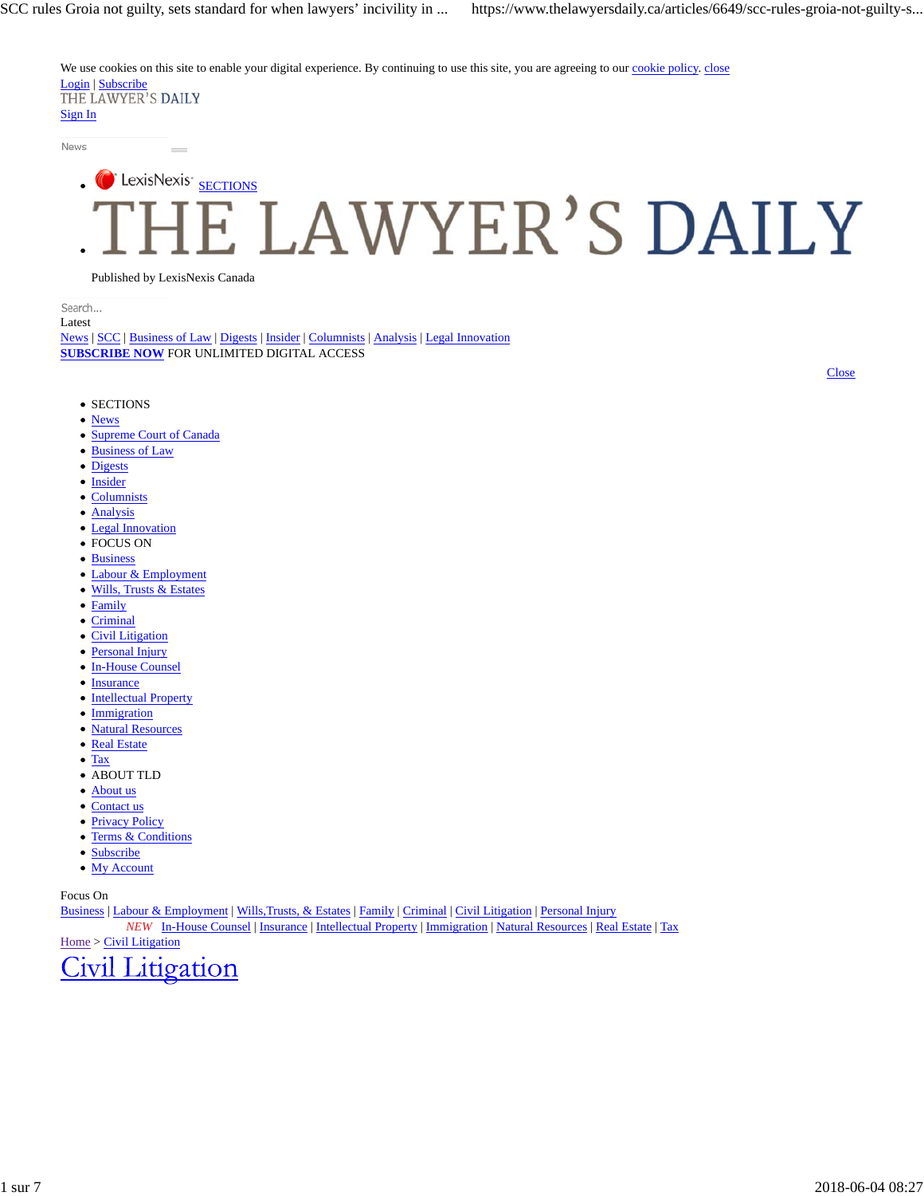We use cookies on this site to enable your digital experience. By continuing to use this site, you are agreeing to our cookie policy. close

Login | Subscribe

THE LAWYER'S DAILY

Sign In

News

- LexisNexis SECTIONS
- THE LAWYER'S DAILY

Published by LexisNexis Canada

Search...

Latest

News | SCC | Business of Law | Digests | Insider | Columnists | Analysis | Legal Innovation

**SUBSCRIBE NOW** FOR UNLIMITED DIGITAL ACCESS

Close

- SECTIONS
- News
- Supreme Court of Canada
- Business of Law
- Digests
- Insider
- Columnists
- Analysis
- Legal Innovation
- FOCUS ON
- Business
- Labour & Employment
- Wills, Trusts & Estates
- Family
- Criminal
- Civil Litigation
- Personal Injury
- In-House Counsel
- Insurance
- Intellectual Property
- Immigration
- Natural Resources
- Real Estate
- Tax
- ABOUT TLD
- About us
- Contact us
- Privacy Policy
- Terms & Conditions
- Subscribe
- My Account

Focus On

Business | Labour & Employment | Wills,Trusts, & Estates | Family | Criminal | Civil Litigation | Personal Injury

*NEW* In-House Counsel | Insurance | Intellectual Property | Immigration | Natural Resources | Real Estate | Tax

Home > Civil Litigation

# Civil Litigation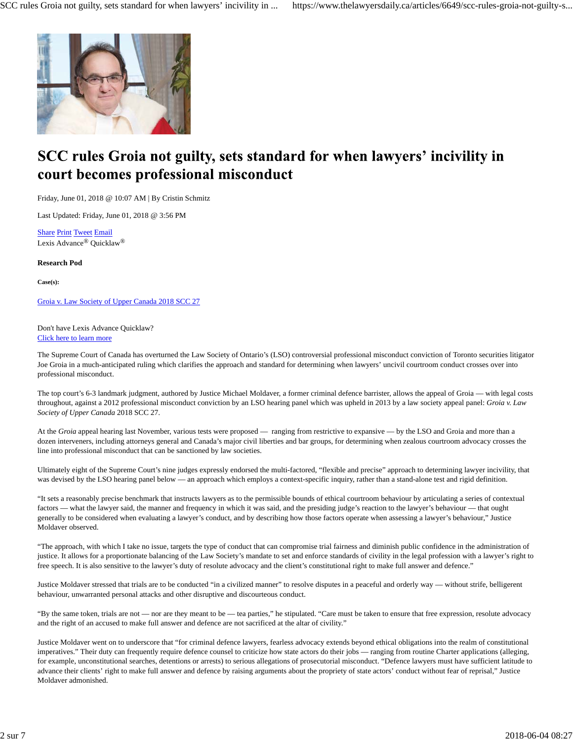# SCC rules Groia not guilty, sets standard for when lawyers' incivility in court becomes professional misconduct

Friday, June 01, 2018 @ 10:07 AM | By Cristin Schmitz

Last Updated: Friday, June 01, 2018 @ 3:56 PM

Share Print Tweet Email
Lexis Advance® Quicklaw®

**Research Pod**

**Case(s):**

Groia v. Law Society of Upper Canada 2018 SCC 27

Don't have Lexis Advance Quicklaw?
Click here to learn more

The Supreme Court of Canada has overturned the Law Society of Ontario's (LSO) controversial professional misconduct conviction of Toronto securities litigator Joe Groia in a much-anticipated ruling which clarifies the approach and standard for determining when lawyers' uncivil courtroom conduct crosses over into professional misconduct.

The top court's 6-3 landmark judgment, authored by Justice Michael Moldaver, a former criminal defence barrister, allows the appeal of Groia — with legal costs throughout, against a 2012 professional misconduct conviction by an LSO hearing panel which was upheld in 2013 by a law society appeal panel: *Groia v. Law Society of Upper Canada* 2018 SCC 27.

At the *Groia* appeal hearing last November, various tests were proposed — ranging from restrictive to expansive — by the LSO and Groia and more than a dozen interveners, including attorneys general and Canada's major civil liberties and bar groups, for determining when zealous courtroom advocacy crosses the line into professional misconduct that can be sanctioned by law societies.

Ultimately eight of the Supreme Court's nine judges expressly endorsed the multi-factored, "flexible and precise" approach to determining lawyer incivility, that was devised by the LSO hearing panel below — an approach which employs a context-specific inquiry, rather than a stand-alone test and rigid definition.

"It sets a reasonably precise benchmark that instructs lawyers as to the permissible bounds of ethical courtroom behaviour by articulating a series of contextual factors — what the lawyer said, the manner and frequency in which it was said, and the presiding judge's reaction to the lawyer's behaviour — that ought generally to be considered when evaluating a lawyer's conduct, and by describing how those factors operate when assessing a lawyer's behaviour," Justice Moldaver observed.

"The approach, with which I take no issue, targets the type of conduct that can compromise trial fairness and diminish public confidence in the administration of justice. It allows for a proportionate balancing of the Law Society's mandate to set and enforce standards of civility in the legal profession with a lawyer's right to free speech. It is also sensitive to the lawyer's duty of resolute advocacy and the client's constitutional right to make full answer and defence."

Justice Moldaver stressed that trials are to be conducted "in a civilized manner" to resolve disputes in a peaceful and orderly way — without strife, belligerent behaviour, unwarranted personal attacks and other disruptive and discourteous conduct.

"By the same token, trials are not — nor are they meant to be — tea parties," he stipulated. "Care must be taken to ensure that free expression, resolute advocacy and the right of an accused to make full answer and defence are not sacrificed at the altar of civility."

Justice Moldaver went on to underscore that "for criminal defence lawyers, fearless advocacy extends beyond ethical obligations into the realm of constitutional imperatives." Their duty can frequently require defence counsel to criticize how state actors do their jobs — ranging from routine Charter applications (alleging, for example, unconstitutional searches, detentions or arrests) to serious allegations of prosecutorial misconduct. "Defence lawyers must have sufficient latitude to advance their clients' right to make full answer and defence by raising arguments about the propriety of state actors' conduct without fear of reprisal," Justice Moldaver admonished.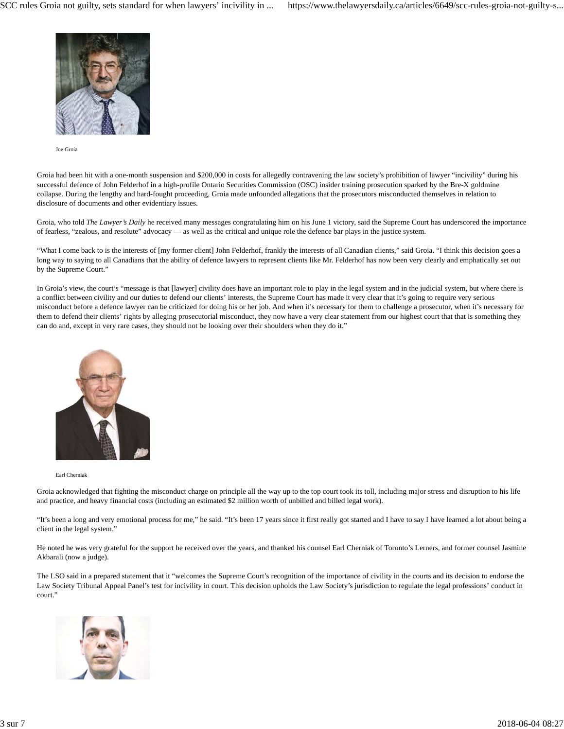Joe Groia

Groia had been hit with a one-month suspension and $200,000 in costs for allegedly contravening the law society's prohibition of lawyer "incivility" during his successful defence of John Felderhof in a high-profile Ontario Securities Commission (OSC) insider training prosecution sparked by the Bre-X goldmine collapse. During the lengthy and hard-fought proceeding, Groia made unfounded allegations that the prosecutors misconducted themselves in relation to disclosure of documents and other evidentiary issues.

Groia, who told *The Lawyer's Daily* he received many messages congratulating him on his June 1 victory, said the Supreme Court has underscored the importance of fearless, "zealous, and resolute" advocacy — as well as the critical and unique role the defence bar plays in the justice system.

"What I come back to is the interests of [my former client] John Felderhof, frankly the interests of all Canadian clients," said Groia. "I think this decision goes a long way to saying to all Canadians that the ability of defence lawyers to represent clients like Mr. Felderhof has now been very clearly and emphatically set out by the Supreme Court."

In Groia's view, the court's "message is that [lawyer] civility does have an important role to play in the legal system and in the judicial system, but where there is a conflict between civility and our duties to defend our clients' interests, the Supreme Court has made it very clear that it's going to require very serious misconduct before a defence lawyer can be criticized for doing his or her job. And when it's necessary for them to challenge a prosecutor, when it's necessary for them to defend their clients' rights by alleging prosecutorial misconduct, they now have a very clear statement from our highest court that that is something they can do and, except in very rare cases, they should not be looking over their shoulders when they do it."

Earl Cherniak

Groia acknowledged that fighting the misconduct charge on principle all the way up to the top court took its toll, including major stress and disruption to his life and practice, and heavy financial costs (including an estimated $2 million worth of unbilled and billed legal work).

"It's been a long and very emotional process for me," he said. "It's been 17 years since it first really got started and I have to say I have learned a lot about being a client in the legal system."

He noted he was very grateful for the support he received over the years, and thanked his counsel Earl Cherniak of Toronto's Lerners, and former counsel Jasmine Akbarali (now a judge).

The LSO said in a prepared statement that it "welcomes the Supreme Court's recognition of the importance of civility in the courts and its decision to endorse the Law Society Tribunal Appeal Panel's test for incivility in court. This decision upholds the Law Society's jurisdiction to regulate the legal professions' conduct in court."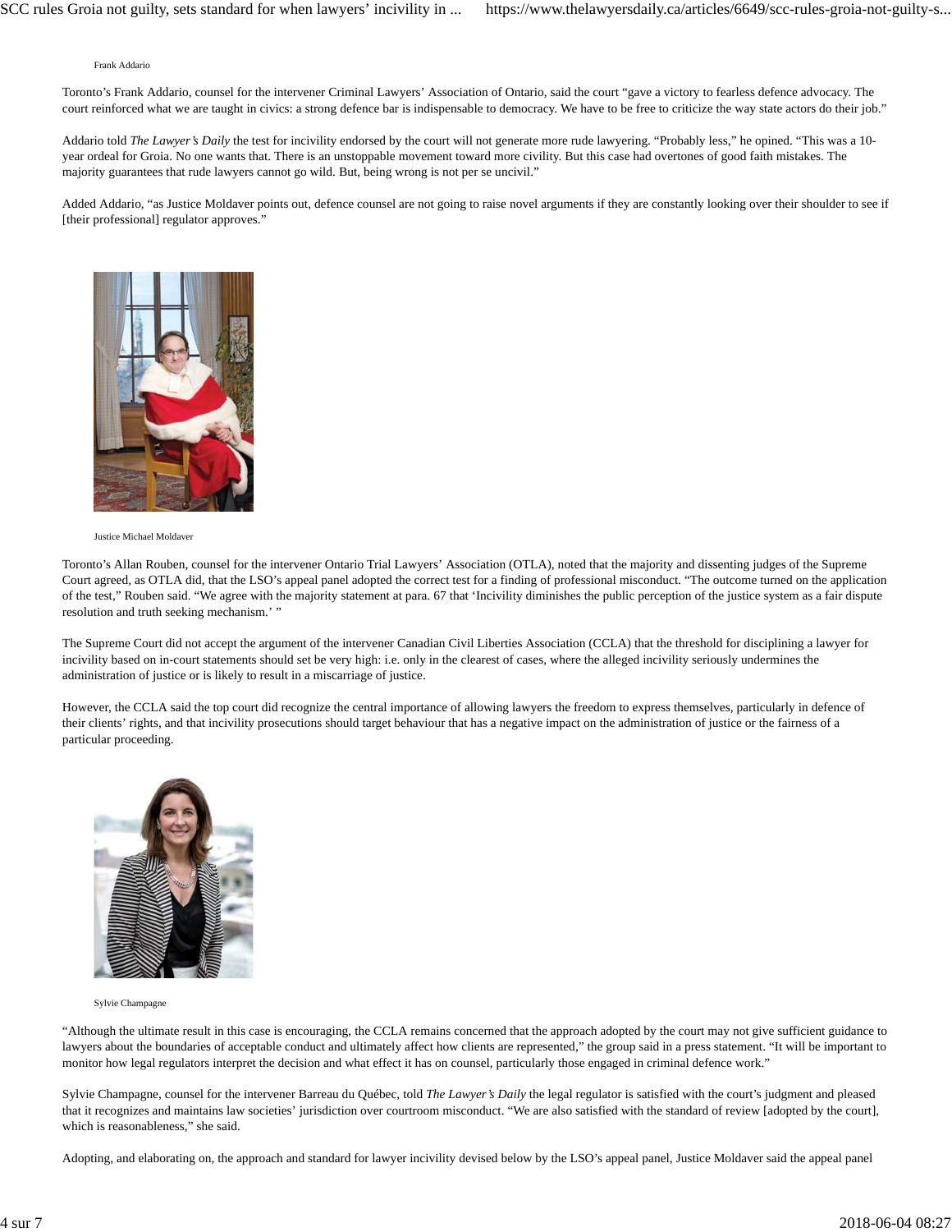Frank Addario

Toronto's Frank Addario, counsel for the intervener Criminal Lawyers' Association of Ontario, said the court "gave a victory to fearless defence advocacy. The court reinforced what we are taught in civics: a strong defence bar is indispensable to democracy. We have to be free to criticize the way state actors do their job."

Addario told *The Lawyer's Daily* the test for incivility endorsed by the court will not generate more rude lawyering. "Probably less," he opined. "This was a 10-year ordeal for Groia. No one wants that. There is an unstoppable movement toward more civility. But this case had overtones of good faith mistakes. The majority guarantees that rude lawyers cannot go wild. But, being wrong is not per se uncivil."

Added Addario, "as Justice Moldaver points out, defence counsel are not going to raise novel arguments if they are constantly looking over their shoulder to see if [their professional] regulator approves."

Justice Michael Moldaver

Toronto's Allan Rouben, counsel for the intervener Ontario Trial Lawyers' Association (OTLA), noted that the majority and dissenting judges of the Supreme Court agreed, as OTLA did, that the LSO's appeal panel adopted the correct test for a finding of professional misconduct. "The outcome turned on the application of the test," Rouben said. "We agree with the majority statement at para. 67 that 'Incivility diminishes the public perception of the justice system as a fair dispute resolution and truth seeking mechanism.' "

The Supreme Court did not accept the argument of the intervener Canadian Civil Liberties Association (CCLA) that the threshold for disciplining a lawyer for incivility based on in-court statements should set be very high: i.e. only in the clearest of cases, where the alleged incivility seriously undermines the administration of justice or is likely to result in a miscarriage of justice.

However, the CCLA said the top court did recognize the central importance of allowing lawyers the freedom to express themselves, particularly in defence of their clients' rights, and that incivility prosecutions should target behaviour that has a negative impact on the administration of justice or the fairness of a particular proceeding.

Sylvie Champagne

"Although the ultimate result in this case is encouraging, the CCLA remains concerned that the approach adopted by the court may not give sufficient guidance to lawyers about the boundaries of acceptable conduct and ultimately affect how clients are represented," the group said in a press statement. "It will be important to monitor how legal regulators interpret the decision and what effect it has on counsel, particularly those engaged in criminal defence work."

Sylvie Champagne, counsel for the intervener Barreau du Québec, told *The Lawyer's Daily* the legal regulator is satisfied with the court's judgment and pleased that it recognizes and maintains law societies' jurisdiction over courtroom misconduct. "We are also satisfied with the standard of review [adopted by the court], which is reasonableness," she said.

Adopting, and elaborating on, the approach and standard for lawyer incivility devised below by the LSO's appeal panel, Justice Moldaver said the appeal panel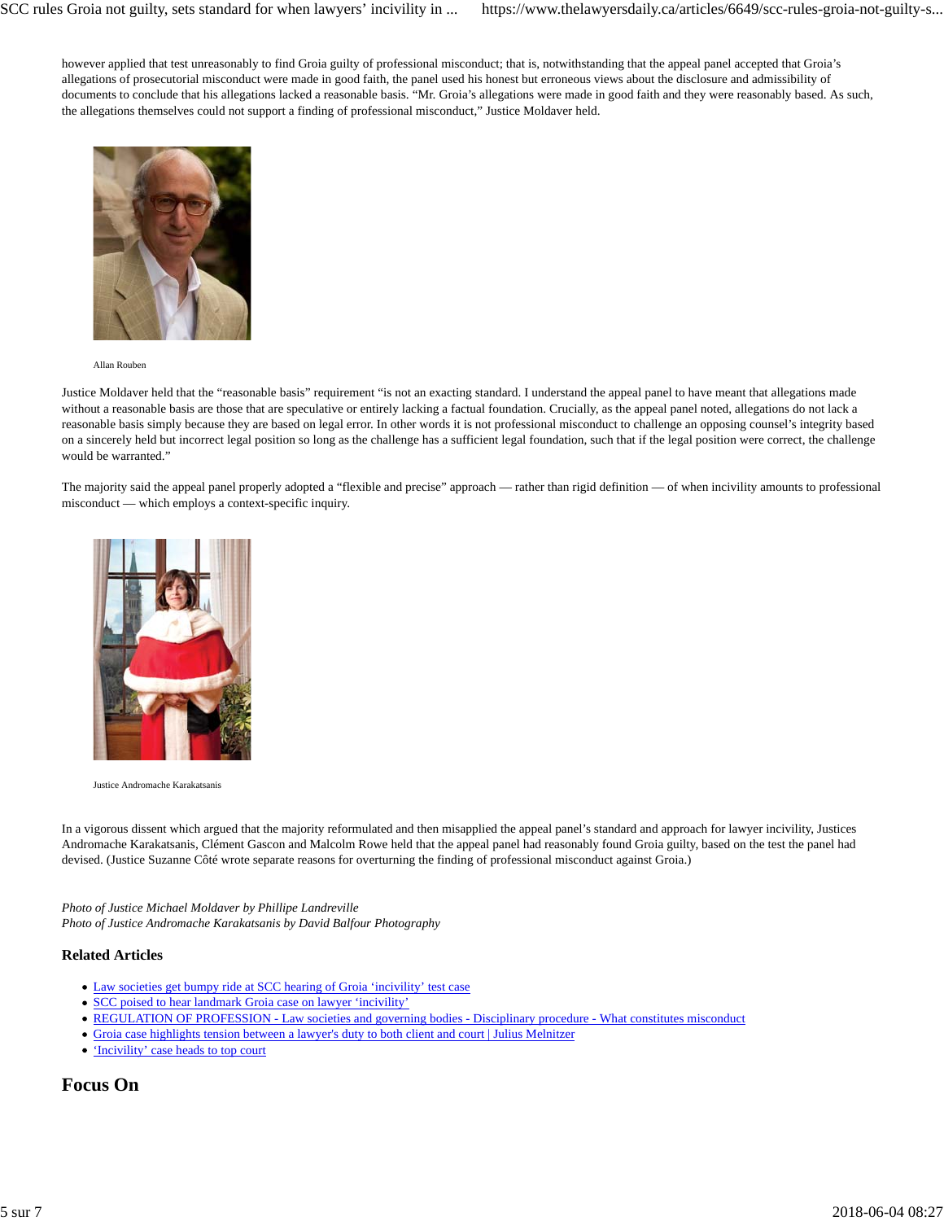however applied that test unreasonably to find Groia guilty of professional misconduct; that is, notwithstanding that the appeal panel accepted that Groia's allegations of prosecutorial misconduct were made in good faith, the panel used his honest but erroneous views about the disclosure and admissibility of documents to conclude that his allegations lacked a reasonable basis. "Mr. Groia's allegations were made in good faith and they were reasonably based. As such, the allegations themselves could not support a finding of professional misconduct," Justice Moldaver held.

Allan Rouben

Justice Moldaver held that the "reasonable basis" requirement "is not an exacting standard. I understand the appeal panel to have meant that allegations made without a reasonable basis are those that are speculative or entirely lacking a factual foundation. Crucially, as the appeal panel noted, allegations do not lack a reasonable basis simply because they are based on legal error. In other words it is not professional misconduct to challenge an opposing counsel's integrity based on a sincerely held but incorrect legal position so long as the challenge has a sufficient legal foundation, such that if the legal position were correct, the challenge would be warranted."

The majority said the appeal panel properly adopted a "flexible and precise" approach — rather than rigid definition — of when incivility amounts to professional misconduct — which employs a context-specific inquiry.

Justice Andromache Karakatsanis

In a vigorous dissent which argued that the majority reformulated and then misapplied the appeal panel's standard and approach for lawyer incivility, Justices Andromache Karakatsanis, Clément Gascon and Malcolm Rowe held that the appeal panel had reasonably found Groia guilty, based on the test the panel had devised. (Justice Suzanne Côté wrote separate reasons for overturning the finding of professional misconduct against Groia.)

*Photo of Justice Michael Moldaver by Phillipe Landreville*
*Photo of Justice Andromache Karakatsanis by David Balfour Photography*

### Related Articles

- Law societies get bumpy ride at SCC hearing of Groia 'incivility' test case
- SCC poised to hear landmark Groia case on lawyer 'incivility'
- REGULATION OF PROFESSION - Law societies and governing bodies - Disciplinary procedure - What constitutes misconduct
- Groia case highlights tension between a lawyer's duty to both client and court | Julius Melnitzer
- 'Incivility' case heads to top court

## Focus On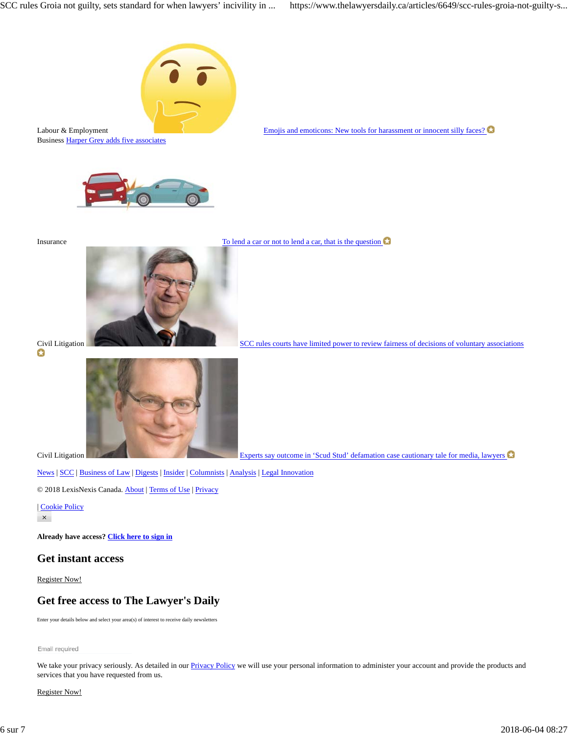Labour & Employment

[Emojis and emoticons: New tools for harassment or innocent silly faces?]

Business [Harper Grey adds five associates]

Insurance

[To lend a car or not to lend a car, that is the question]

Civil Litigation

[SCC rules courts have limited power to review fairness of decisions of voluntary associations]

Civil Litigation

[Experts say outcome in 'Scud Stud' defamation case cautionary tale for media, lawyers]

News | SCC | Business of Law | Digests | Insider | Columnists | Analysis | Legal Innovation

© 2018 LexisNexis Canada. About | Terms of Use | Privacy

| Cookie Policy

×

**Already have access? Click here to sign in**

## Get instant access

Register Now!

## Get free access to The Lawyer's Daily

Enter your details below and select your area(s) of interest to receive daily newsletters

Email required

We take your privacy seriously. As detailed in our Privacy Policy we will use your personal information to administer your account and provide the products and services that you have requested from us.

Register Now!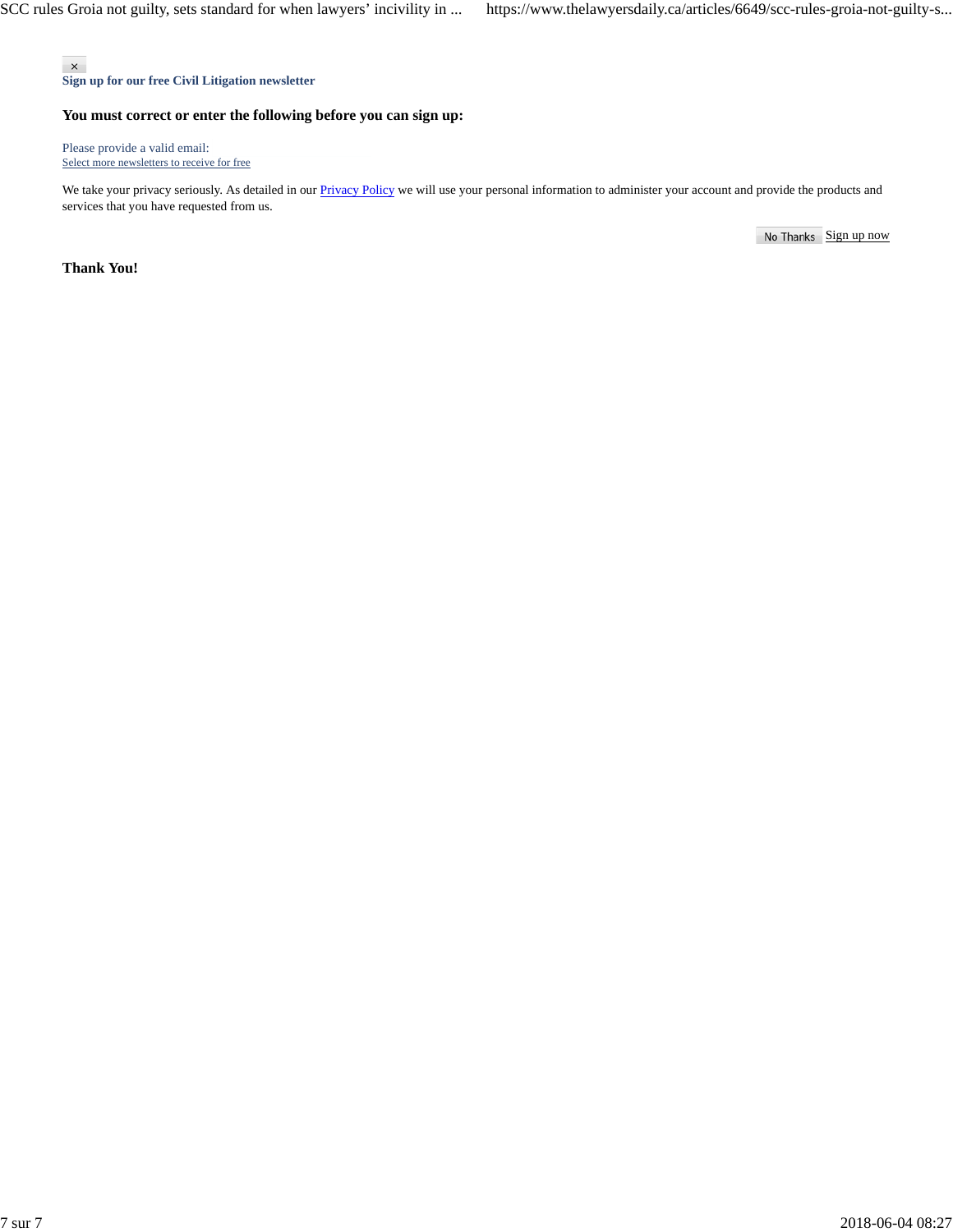×

**Sign up for our free Civil Litigation newsletter**

### You must correct or enter the following before you can sign up:

Please provide a valid email:
Select more newsletters to receive for free

We take your privacy seriously. As detailed in our Privacy Policy we will use your personal information to administer your account and provide the products and services that you have requested from us.

No Thanks Sign up now

**Thank You!**